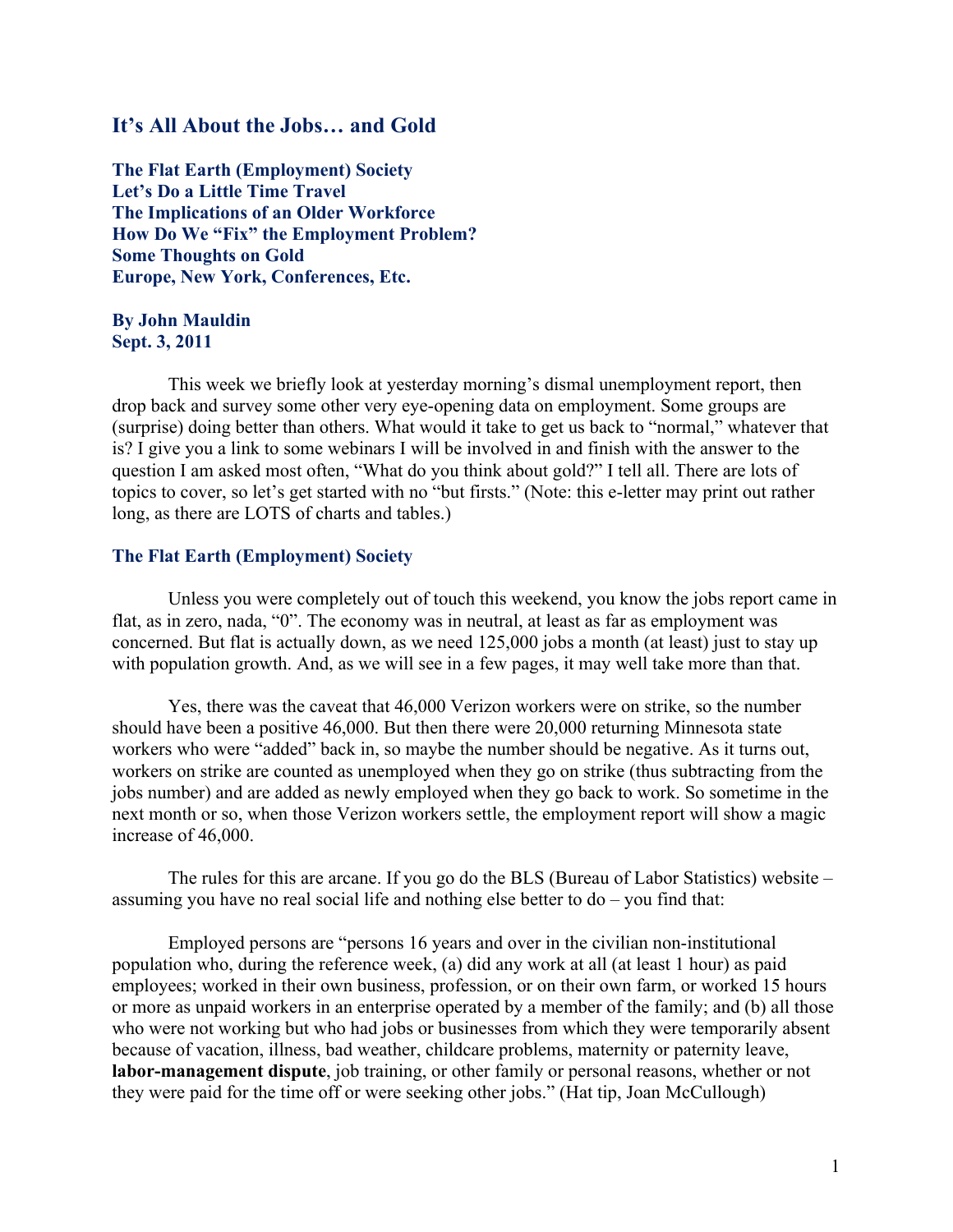# It's All About the Jobs… and Gold

**The Flat Earth (Employment) Society**
**Let's Do a Little Time Travel**
**The Implications of an Older Workforce**
**How Do We "Fix" the Employment Problem?**
**Some Thoughts on Gold**
**Europe, New York, Conferences, Etc.**

**By John Mauldin**
**Sept. 3, 2011**

This week we briefly look at yesterday morning's dismal unemployment report, then drop back and survey some other very eye-opening data on employment. Some groups are (surprise) doing better than others. What would it take to get us back to "normal," whatever that is? I give you a link to some webinars I will be involved in and finish with the answer to the question I am asked most often, "What do you think about gold?" I tell all. There are lots of topics to cover, so let's get started with no "but firsts." (Note: this e-letter may print out rather long, as there are LOTS of charts and tables.)

## The Flat Earth (Employment) Society

Unless you were completely out of touch this weekend, you know the jobs report came in flat, as in zero, nada, "0". The economy was in neutral, at least as far as employment was concerned. But flat is actually down, as we need 125,000 jobs a month (at least) just to stay up with population growth. And, as we will see in a few pages, it may well take more than that.

Yes, there was the caveat that 46,000 Verizon workers were on strike, so the number should have been a positive 46,000. But then there were 20,000 returning Minnesota state workers who were "added" back in, so maybe the number should be negative. As it turns out, workers on strike are counted as unemployed when they go on strike (thus subtracting from the jobs number) and are added as newly employed when they go back to work. So sometime in the next month or so, when those Verizon workers settle, the employment report will show a magic increase of 46,000.

The rules for this are arcane. If you go do the BLS (Bureau of Labor Statistics) website – assuming you have no real social life and nothing else better to do – you find that:

Employed persons are "persons 16 years and over in the civilian non-institutional population who, during the reference week, (a) did any work at all (at least 1 hour) as paid employees; worked in their own business, profession, or on their own farm, or worked 15 hours or more as unpaid workers in an enterprise operated by a member of the family; and (b) all those who were not working but who had jobs or businesses from which they were temporarily absent because of vacation, illness, bad weather, childcare problems, maternity or paternity leave, **labor-management dispute**, job training, or other family or personal reasons, whether or not they were paid for the time off or were seeking other jobs." (Hat tip, Joan McCullough)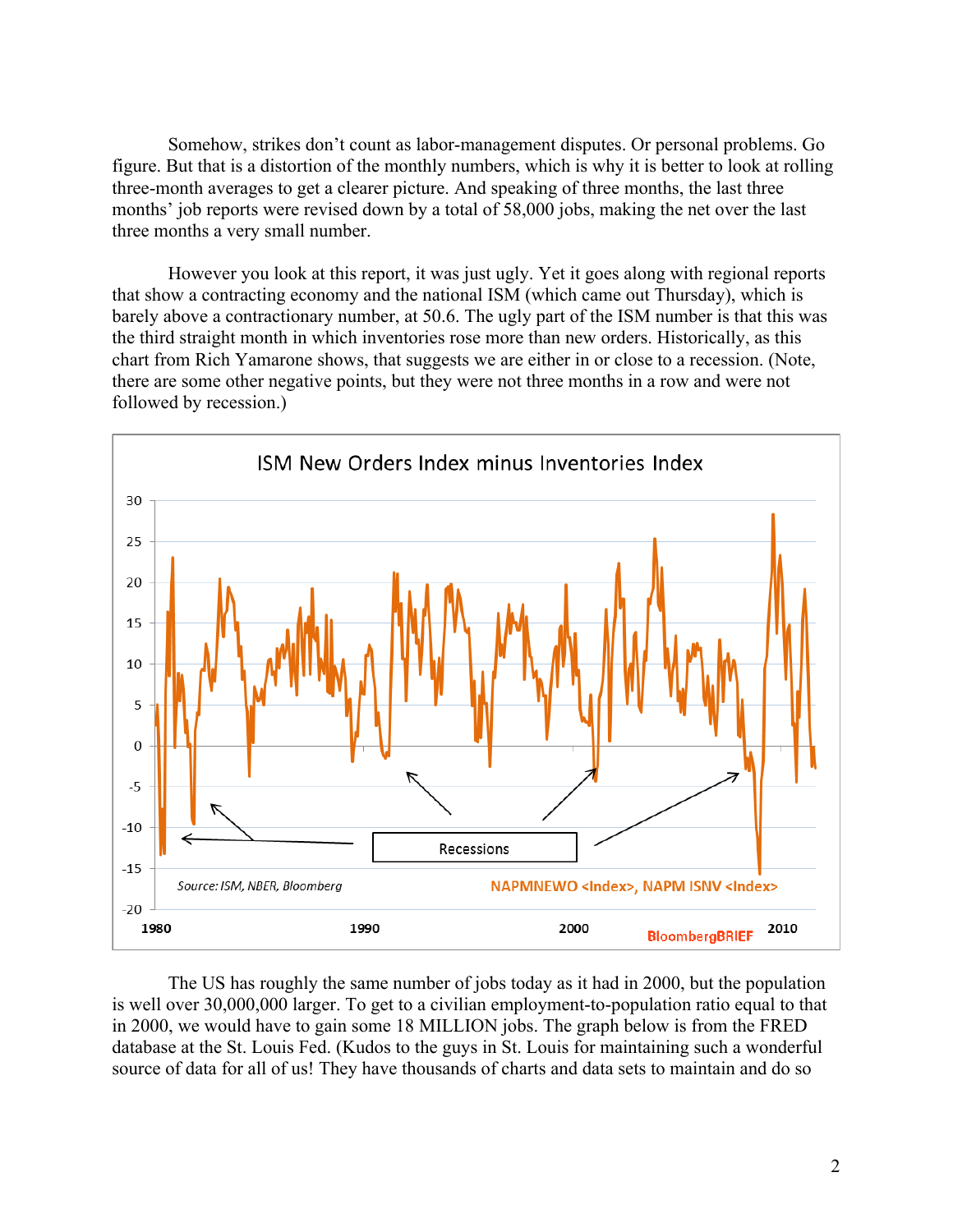Somehow, strikes don't count as labor-management disputes. Or personal problems. Go figure. But that is a distortion of the monthly numbers, which is why it is better to look at rolling three-month averages to get a clearer picture. And speaking of three months, the last three months' job reports were revised down by a total of 58,000 jobs, making the net over the last three months a very small number.

However you look at this report, it was just ugly. Yet it goes along with regional reports that show a contracting economy and the national ISM (which came out Thursday), which is barely above a contractionary number, at 50.6. The ugly part of the ISM number is that this was the third straight month in which inventories rose more than new orders. Historically, as this chart from Rich Yamarone shows, that suggests we are either in or close to a recession. (Note, there are some other negative points, but they were not three months in a row and were not followed by recession.)

The US has roughly the same number of jobs today as it had in 2000, but the population is well over 30,000,000 larger. To get to a civilian employment-to-population ratio equal to that in 2000, we would have to gain some 18 MILLION jobs. The graph below is from the FRED database at the St. Louis Fed. (Kudos to the guys in St. Louis for maintaining such a wonderful source of data for all of us! They have thousands of charts and data sets to maintain and do so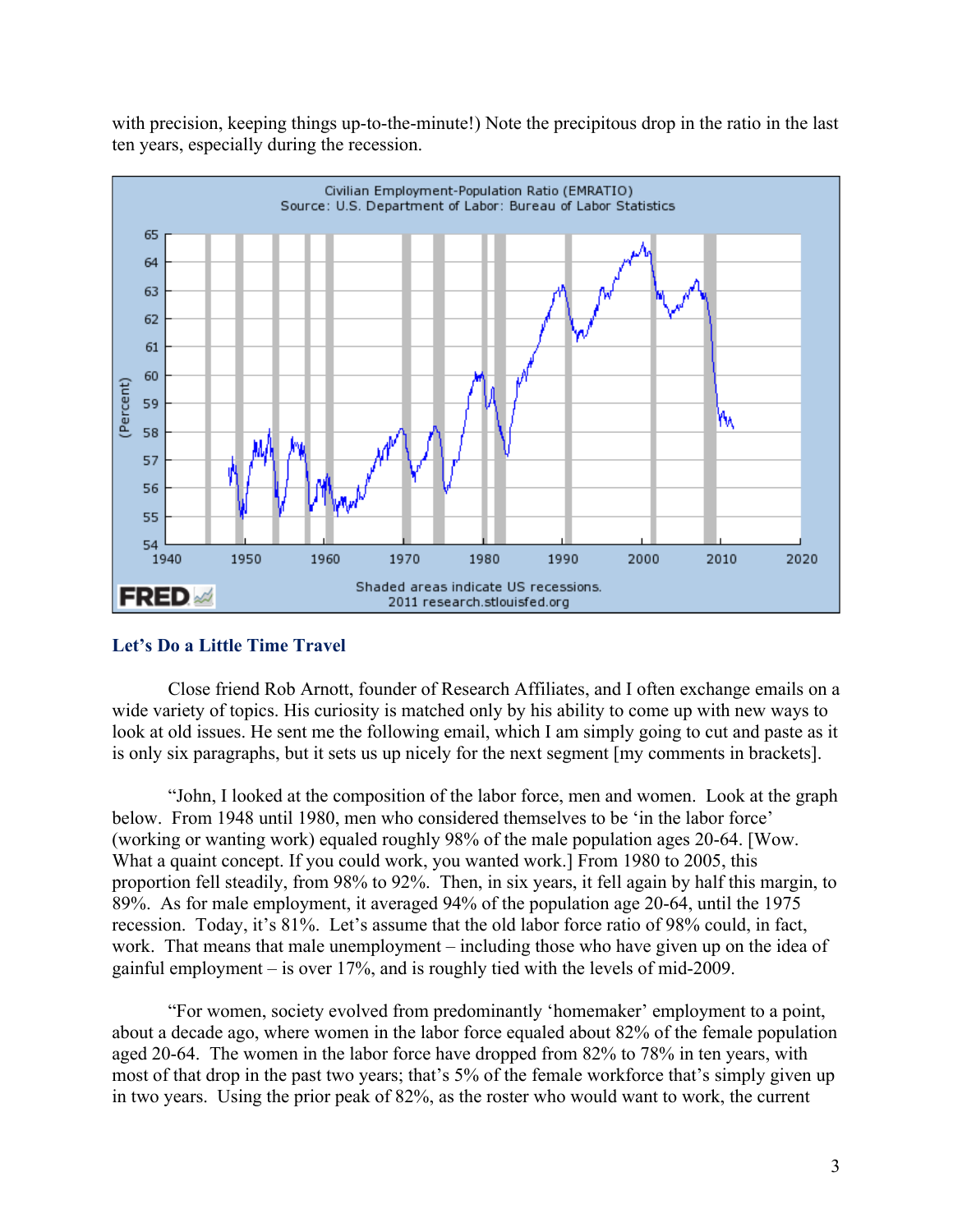with precision, keeping things up-to-the-minute!) Note the precipitous drop in the ratio in the last ten years, especially during the recession.

## Let's Do a Little Time Travel

Close friend Rob Arnott, founder of Research Affiliates, and I often exchange emails on a wide variety of topics. His curiosity is matched only by his ability to come up with new ways to look at old issues. He sent me the following email, which I am simply going to cut and paste as it is only six paragraphs, but it sets us up nicely for the next segment [my comments in brackets].

"John, I looked at the composition of the labor force, men and women. Look at the graph below. From 1948 until 1980, men who considered themselves to be 'in the labor force' (working or wanting work) equaled roughly 98% of the male population ages 20-64. [Wow. What a quaint concept. If you could work, you wanted work.] From 1980 to 2005, this proportion fell steadily, from 98% to 92%. Then, in six years, it fell again by half this margin, to 89%. As for male employment, it averaged 94% of the population age 20-64, until the 1975 recession. Today, it's 81%. Let's assume that the old labor force ratio of 98% could, in fact, work. That means that male unemployment – including those who have given up on the idea of gainful employment – is over 17%, and is roughly tied with the levels of mid-2009.

"For women, society evolved from predominantly 'homemaker' employment to a point, about a decade ago, where women in the labor force equaled about 82% of the female population aged 20-64. The women in the labor force have dropped from 82% to 78% in ten years, with most of that drop in the past two years; that's 5% of the female workforce that's simply given up in two years. Using the prior peak of 82%, as the roster who would want to work, the current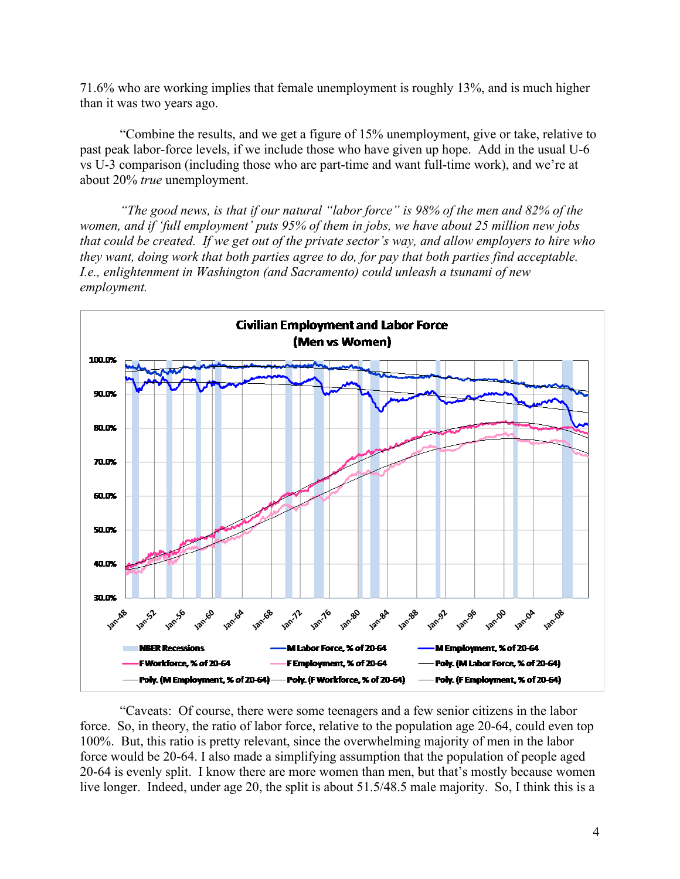71.6% who are working implies that female unemployment is roughly 13%, and is much higher than it was two years ago.

"Combine the results, and we get a figure of 15% unemployment, give or take, relative to past peak labor-force levels, if we include those who have given up hope. Add in the usual U-6 vs U-3 comparison (including those who are part-time and want full-time work), and we're at about 20% *true* unemployment.

*"The good news, is that if our natural "labor force" is 98% of the men and 82% of the women, and if 'full employment' puts 95% of them in jobs, we have about 25 million new jobs that could be created. If we get out of the private sector's way, and allow employers to hire who they want, doing work that both parties agree to do, for pay that both parties find acceptable. I.e., enlightenment in Washington (and Sacramento) could unleash a tsunami of new employment.*

"Caveats: Of course, there were some teenagers and a few senior citizens in the labor force. So, in theory, the ratio of labor force, relative to the population age 20-64, could even top 100%. But, this ratio is pretty relevant, since the overwhelming majority of men in the labor force would be 20-64. I also made a simplifying assumption that the population of people aged 20-64 is evenly split. I know there are more women than men, but that's mostly because women live longer. Indeed, under age 20, the split is about 51.5/48.5 male majority. So, I think this is a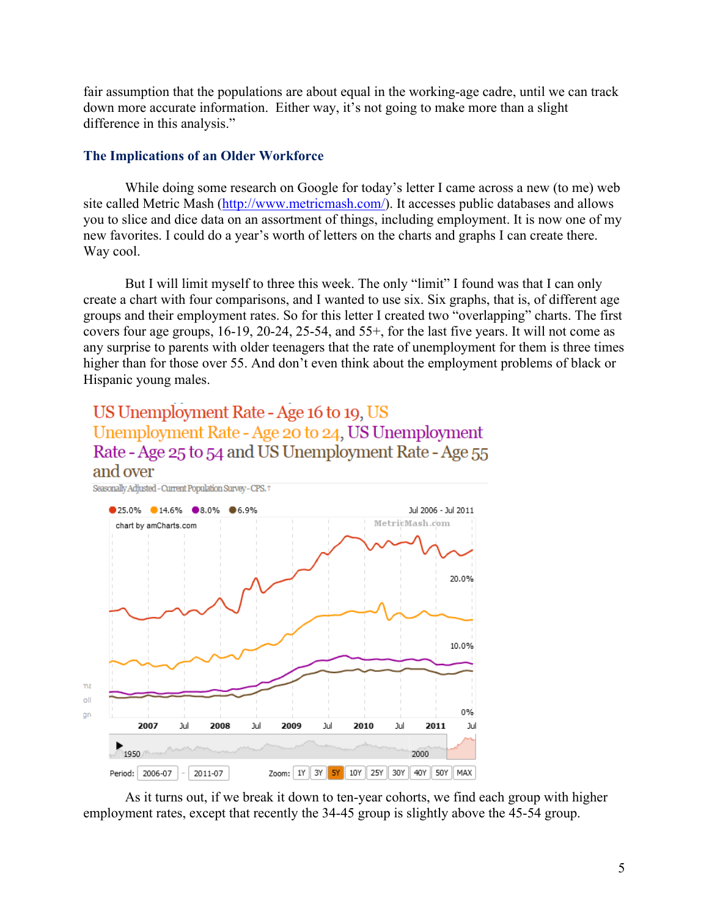fair assumption that the populations are about equal in the working-age cadre, until we can track down more accurate information. Either way, it's not going to make more than a slight difference in this analysis."

### The Implications of an Older Workforce

While doing some research on Google for today's letter I came across a new (to me) web site called Metric Mash (http://www.metricmash.com/). It accesses public databases and allows you to slice and dice data on an assortment of things, including employment. It is now one of my new favorites. I could do a year's worth of letters on the charts and graphs I can create there. Way cool.

But I will limit myself to three this week. The only "limit" I found was that I can only create a chart with four comparisons, and I wanted to use six. Six graphs, that is, of different age groups and their employment rates. So for this letter I created two "overlapping" charts. The first covers four age groups, 16-19, 20-24, 25-54, and 55+, for the last five years. It will not come as any surprise to parents with older teenagers that the rate of unemployment for them is three times higher than for those over 55. And don't even think about the employment problems of black or Hispanic young males.

US Unemployment Rate - Age 16 to 19, US Unemployment Rate - Age 20 to 24, US Unemployment Rate - Age 25 to 54 and US Unemployment Rate - Age 55 and over

Seasonally Adjusted - Current Population Survey - CPS.

As it turns out, if we break it down to ten-year cohorts, we find each group with higher employment rates, except that recently the 34-45 group is slightly above the 45-54 group.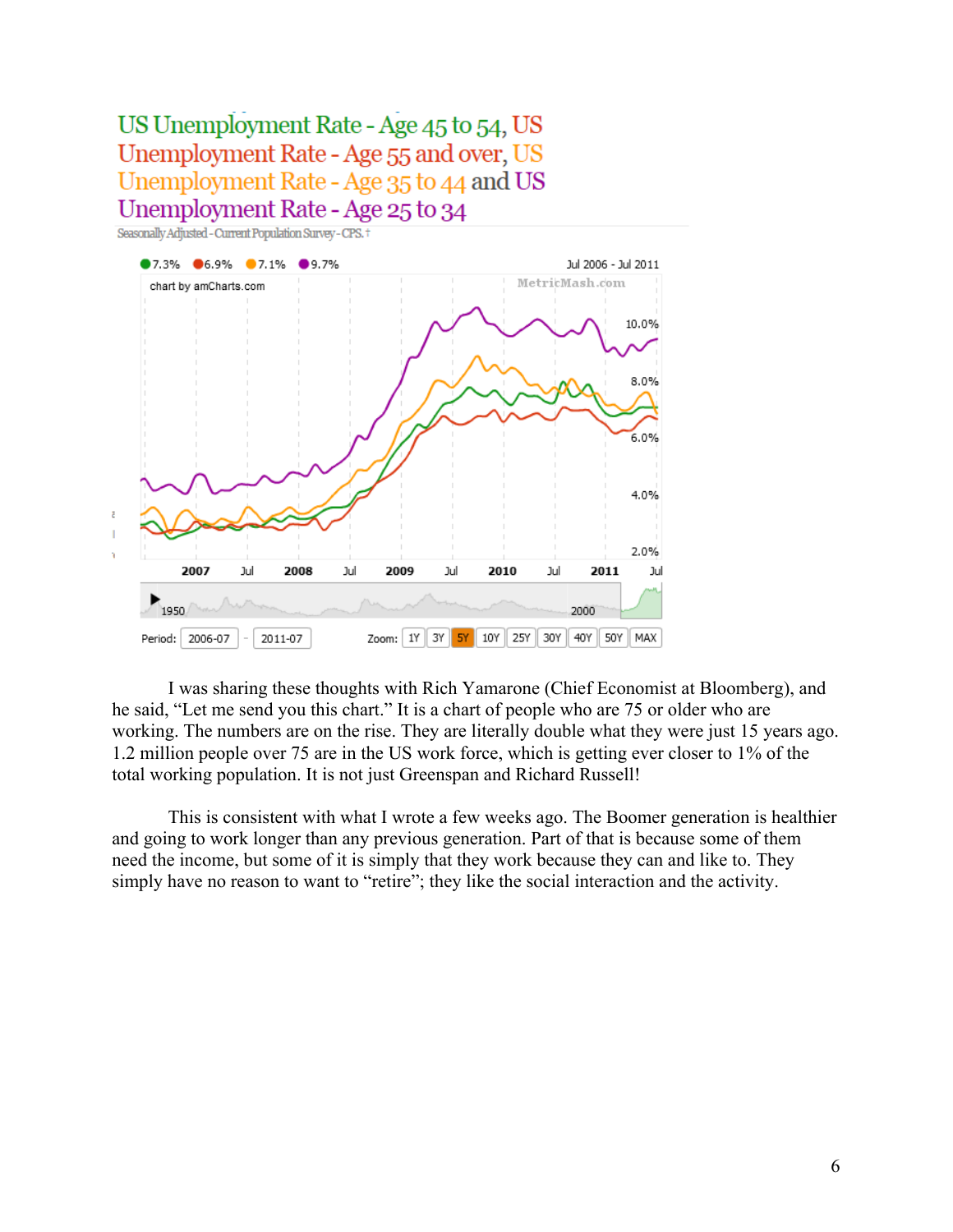US Unemployment Rate - Age 45 to 54, US Unemployment Rate - Age 55 and over, US Unemployment Rate - Age 35 to 44 and US Unemployment Rate - Age 25 to 34

Seasonally Adjusted - Current Population Survey - CPS.

I was sharing these thoughts with Rich Yamarone (Chief Economist at Bloomberg), and he said, "Let me send you this chart." It is a chart of people who are 75 or older who are working. The numbers are on the rise. They are literally double what they were just 15 years ago. 1.2 million people over 75 are in the US work force, which is getting ever closer to 1% of the total working population. It is not just Greenspan and Richard Russell!

This is consistent with what I wrote a few weeks ago. The Boomer generation is healthier and going to work longer than any previous generation. Part of that is because some of them need the income, but some of it is simply that they work because they can and like to. They simply have no reason to want to "retire"; they like the social interaction and the activity.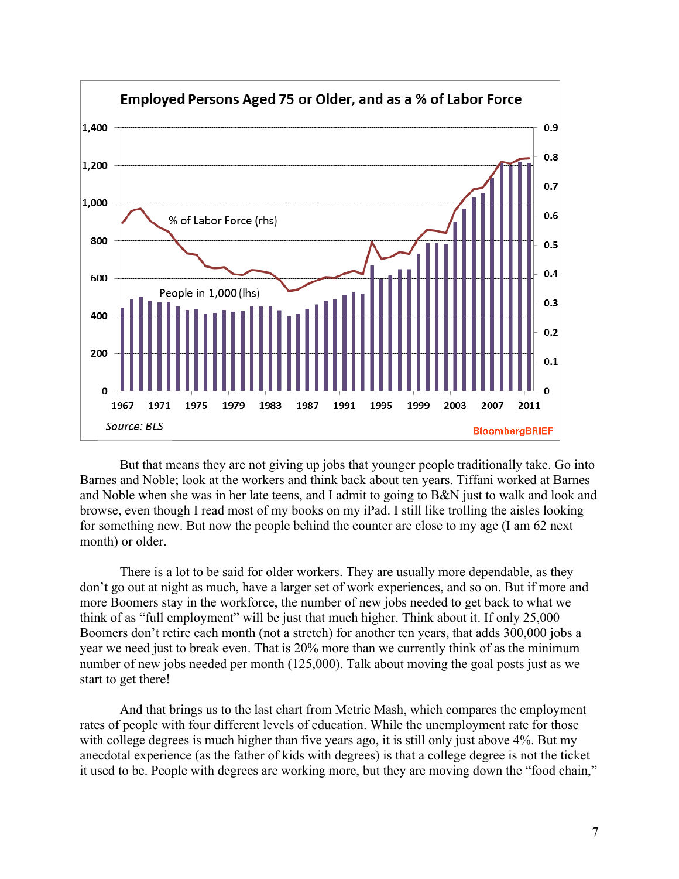**Employed Persons Aged 75 or Older, and as a % of Labor Force**

Source: BLS

BloombergBRIEF

But that means they are not giving up jobs that younger people traditionally take. Go into Barnes and Noble; look at the workers and think back about ten years. Tiffani worked at Barnes and Noble when she was in her late teens, and I admit to going to B&N just to walk and look and browse, even though I read most of my books on my iPad. I still like trolling the aisles looking for something new. But now the people behind the counter are close to my age (I am 62 next month) or older.

There is a lot to be said for older workers. They are usually more dependable, as they don't go out at night as much, have a larger set of work experiences, and so on. But if more and more Boomers stay in the workforce, the number of new jobs needed to get back to what we think of as "full employment" will be just that much higher. Think about it. If only 25,000 Boomers don't retire each month (not a stretch) for another ten years, that adds 300,000 jobs a year we need just to break even. That is 20% more than we currently think of as the minimum number of new jobs needed per month (125,000). Talk about moving the goal posts just as we start to get there!

And that brings us to the last chart from Metric Mash, which compares the employment rates of people with four different levels of education. While the unemployment rate for those with college degrees is much higher than five years ago, it is still only just above 4%. But my anecdotal experience (as the father of kids with degrees) is that a college degree is not the ticket it used to be. People with degrees are working more, but they are moving down the "food chain,"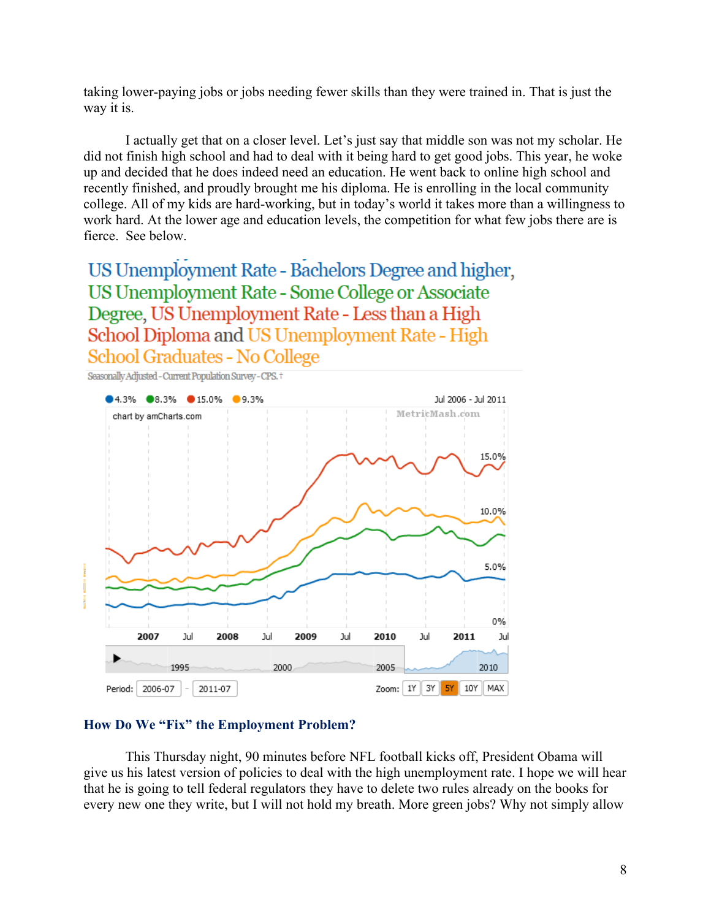taking lower-paying jobs or jobs needing fewer skills than they were trained in. That is just the way it is.

I actually get that on a closer level. Let's just say that middle son was not my scholar. He did not finish high school and had to deal with it being hard to get good jobs. This year, he woke up and decided that he does indeed need an education. He went back to online high school and recently finished, and proudly brought me his diploma. He is enrolling in the local community college. All of my kids are hard-working, but in today's world it takes more than a willingness to work hard. At the lower age and education levels, the competition for what few jobs there are is fierce. See below.

US Unemployment Rate - Bachelors Degree and higher, US Unemployment Rate - Some College or Associate Degree, US Unemployment Rate - Less than a High School Diploma and US Unemployment Rate - High School Graduates - No College

Seasonally Adjusted - Current Population Survey - CPS.†

● 4.3% ● 8.3% ● 15.0% ● 9.3% Jul 2006 - Jul 2011

chart by amCharts.com MetricMash.com

Period: 2006-07 - 2011-07 Zoom: 1Y 3Y 5Y 10Y MAX

## How Do We "Fix" the Employment Problem?

This Thursday night, 90 minutes before NFL football kicks off, President Obama will give us his latest version of policies to deal with the high unemployment rate. I hope we will hear that he is going to tell federal regulators they have to delete two rules already on the books for every new one they write, but I will not hold my breath. More green jobs? Why not simply allow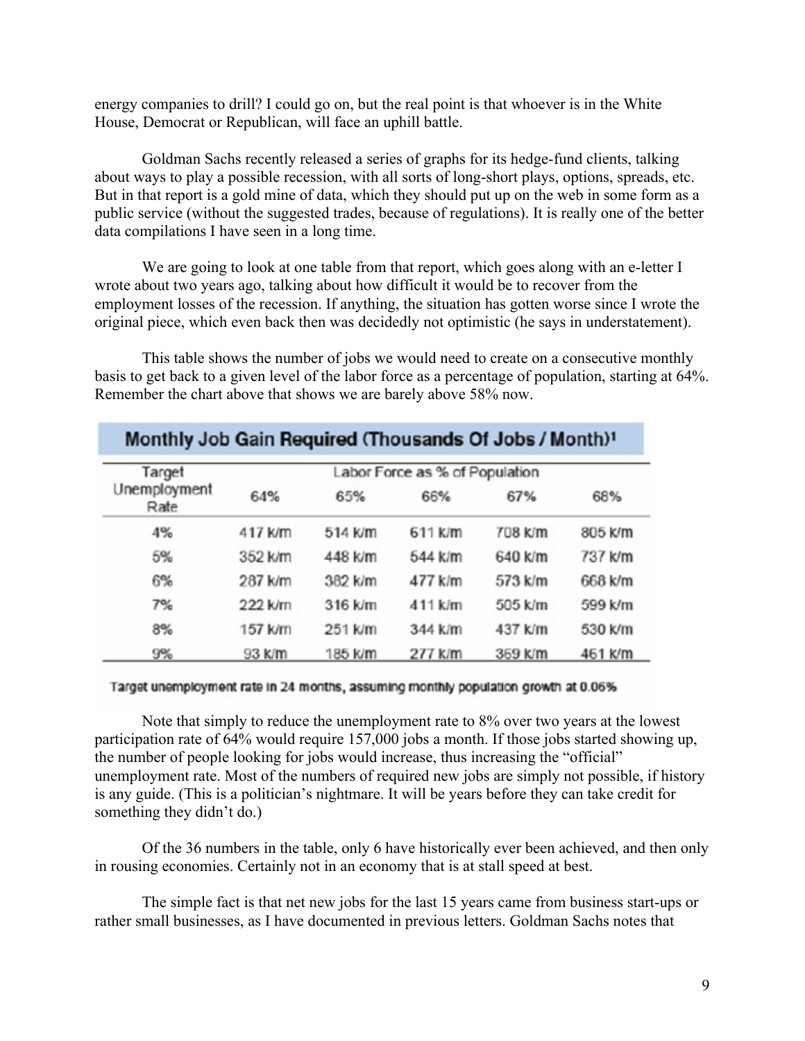energy companies to drill? I could go on, but the real point is that whoever is in the White House, Democrat or Republican, will face an uphill battle.

Goldman Sachs recently released a series of graphs for its hedge-fund clients, talking about ways to play a possible recession, with all sorts of long-short plays, options, spreads, etc. But in that report is a gold mine of data, which they should put up on the web in some form as a public service (without the suggested trades, because of regulations). It is really one of the better data compilations I have seen in a long time.

We are going to look at one table from that report, which goes along with an e-letter I wrote about two years ago, talking about how difficult it would be to recover from the employment losses of the recession. If anything, the situation has gotten worse since I wrote the original piece, which even back then was decidedly not optimistic (he says in understatement).

This table shows the number of jobs we would need to create on a consecutive monthly basis to get back to a given level of the labor force as a percentage of population, starting at 64%. Remember the chart above that shows we are barely above 58% now.

**Monthly Job Gain Required (Thousands Of Jobs / Month)[1]**

| Target Unemployment Rate | Labor Force as % of Population | | | | |
|---|---|---|---|---|---|
| | 64% | 65% | 66% | 67% | 68% |
| 4% | 417 k/m | 514 k/m | 611 k/m | 708 k/m | 805 k/m |
| 5% | 352 k/m | 448 k/m | 544 k/m | 640 k/m | 737 k/m |
| 6% | 287 k/m | 382 k/m | 477 k/m | 573 k/m | 668 k/m |
| 7% | 222 k/m | 316 k/m | 411 k/m | 505 k/m | 599 k/m |
| 8% | 157 k/m | 251 k/m | 344 k/m | 437 k/m | 530 k/m |
| 9% | 93 k/m | 185 k/m | 277 k/m | 369 k/m | 461 k/m |

Target unemployment rate in 24 months, assuming monthly population growth at 0.06%

Note that simply to reduce the unemployment rate to 8% over two years at the lowest participation rate of 64% would require 157,000 jobs a month. If those jobs started showing up, the number of people looking for jobs would increase, thus increasing the "official" unemployment rate. Most of the numbers of required new jobs are simply not possible, if history is any guide. (This is a politician's nightmare. It will be years before they can take credit for something they didn't do.)

Of the 36 numbers in the table, only 6 have historically ever been achieved, and then only in rousing economies. Certainly not in an economy that is at stall speed at best.

The simple fact is that net new jobs for the last 15 years came from business start-ups or rather small businesses, as I have documented in previous letters. Goldman Sachs notes that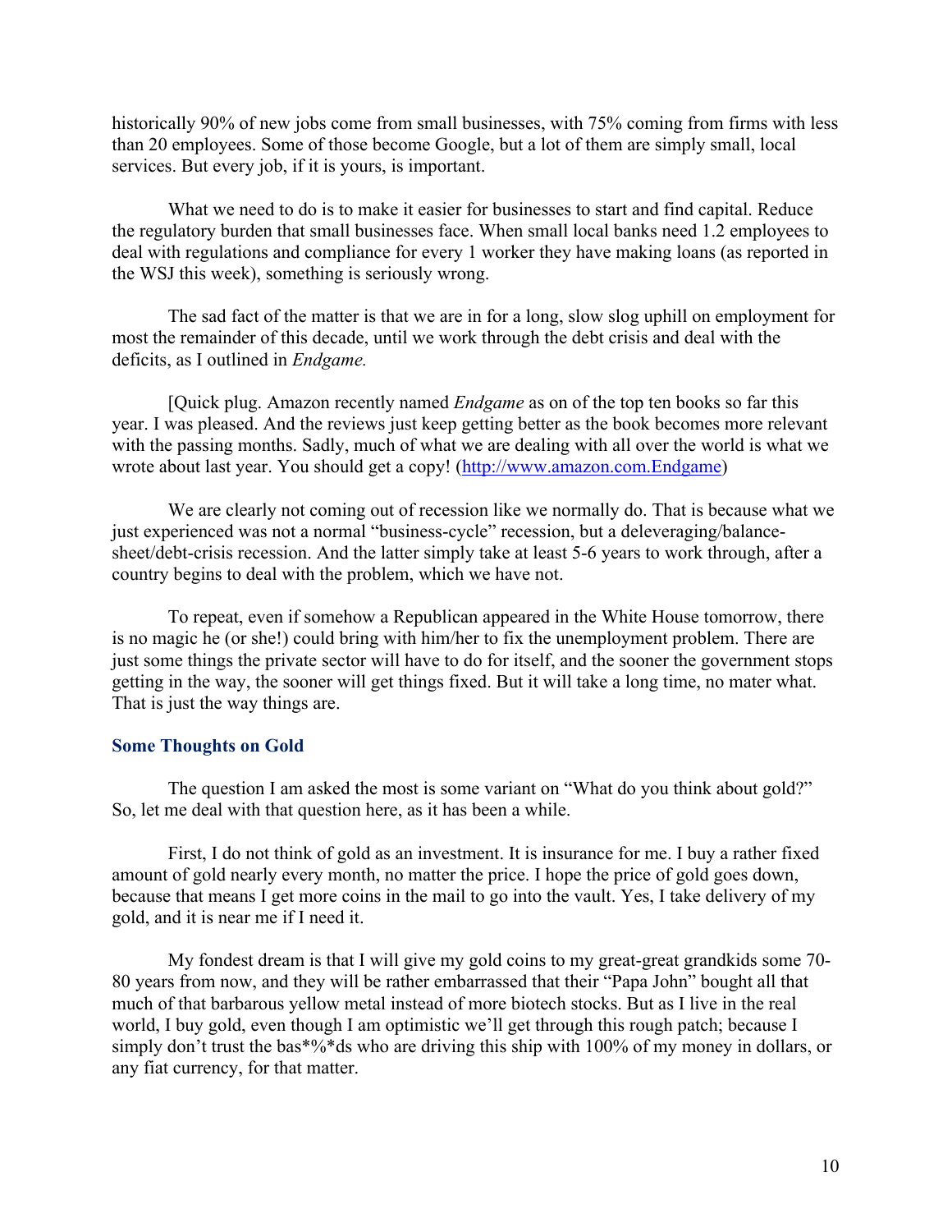historically 90% of new jobs come from small businesses, with 75% coming from firms with less than 20 employees. Some of those become Google, but a lot of them are simply small, local services. But every job, if it is yours, is important.

What we need to do is to make it easier for businesses to start and find capital. Reduce the regulatory burden that small businesses face. When small local banks need 1.2 employees to deal with regulations and compliance for every 1 worker they have making loans (as reported in the WSJ this week), something is seriously wrong.

The sad fact of the matter is that we are in for a long, slow slog uphill on employment for most the remainder of this decade, until we work through the debt crisis and deal with the deficits, as I outlined in *Endgame.*

[Quick plug. Amazon recently named *Endgame* as on of the top ten books so far this year. I was pleased. And the reviews just keep getting better as the book becomes more relevant with the passing months. Sadly, much of what we are dealing with all over the world is what we wrote about last year. You should get a copy! (http://www.amazon.com.Endgame)

We are clearly not coming out of recession like we normally do. That is because what we just experienced was not a normal "business-cycle" recession, but a deleveraging/balance-sheet/debt-crisis recession. And the latter simply take at least 5-6 years to work through, after a country begins to deal with the problem, which we have not.

To repeat, even if somehow a Republican appeared in the White House tomorrow, there is no magic he (or she!) could bring with him/her to fix the unemployment problem. There are just some things the private sector will have to do for itself, and the sooner the government stops getting in the way, the sooner will get things fixed. But it will take a long time, no mater what. That is just the way things are.

### Some Thoughts on Gold

The question I am asked the most is some variant on "What do you think about gold?" So, let me deal with that question here, as it has been a while.

First, I do not think of gold as an investment. It is insurance for me. I buy a rather fixed amount of gold nearly every month, no matter the price. I hope the price of gold goes down, because that means I get more coins in the mail to go into the vault. Yes, I take delivery of my gold, and it is near me if I need it.

My fondest dream is that I will give my gold coins to my great-great grandkids some 70-80 years from now, and they will be rather embarrassed that their "Papa John" bought all that much of that barbarous yellow metal instead of more biotech stocks. But as I live in the real world, I buy gold, even though I am optimistic we'll get through this rough patch; because I simply don't trust the bas*%*ds who are driving this ship with 100% of my money in dollars, or any fiat currency, for that matter.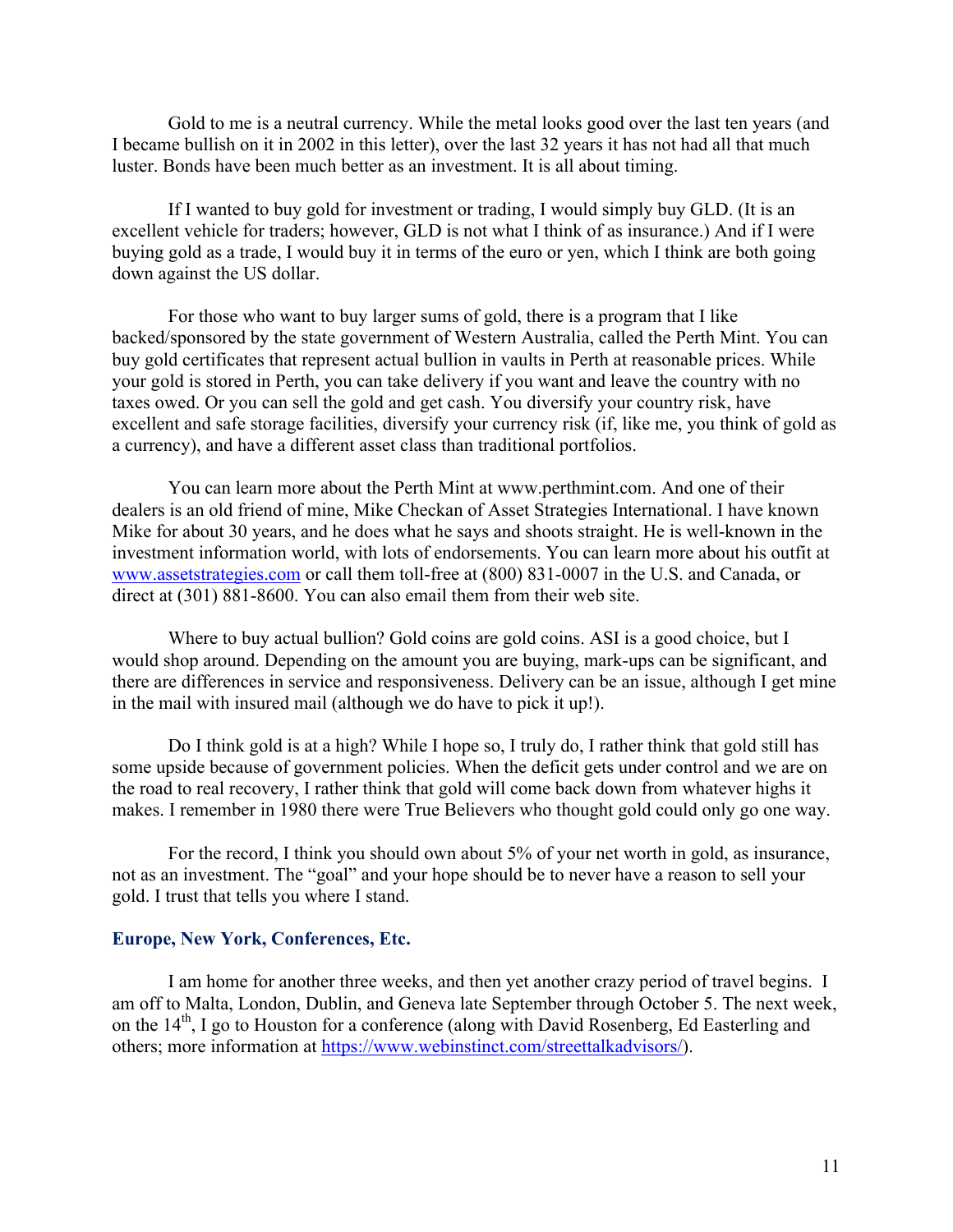Gold to me is a neutral currency. While the metal looks good over the last ten years (and I became bullish on it in 2002 in this letter), over the last 32 years it has not had all that much luster. Bonds have been much better as an investment. It is all about timing.

If I wanted to buy gold for investment or trading, I would simply buy GLD. (It is an excellent vehicle for traders; however, GLD is not what I think of as insurance.) And if I were buying gold as a trade, I would buy it in terms of the euro or yen, which I think are both going down against the US dollar.

For those who want to buy larger sums of gold, there is a program that I like backed/sponsored by the state government of Western Australia, called the Perth Mint. You can buy gold certificates that represent actual bullion in vaults in Perth at reasonable prices. While your gold is stored in Perth, you can take delivery if you want and leave the country with no taxes owed. Or you can sell the gold and get cash. You diversify your country risk, have excellent and safe storage facilities, diversify your currency risk (if, like me, you think of gold as a currency), and have a different asset class than traditional portfolios.

You can learn more about the Perth Mint at www.perthmint.com. And one of their dealers is an old friend of mine, Mike Checkan of Asset Strategies International. I have known Mike for about 30 years, and he does what he says and shoots straight. He is well-known in the investment information world, with lots of endorsements. You can learn more about his outfit at [www.assetstrategies.com](http://www.assetstrategies.com) or call them toll-free at (800) 831-0007 in the U.S. and Canada, or direct at (301) 881-8600. You can also email them from their web site.

Where to buy actual bullion? Gold coins are gold coins. ASI is a good choice, but I would shop around. Depending on the amount you are buying, mark-ups can be significant, and there are differences in service and responsiveness. Delivery can be an issue, although I get mine in the mail with insured mail (although we do have to pick it up!).

Do I think gold is at a high? While I hope so, I truly do, I rather think that gold still has some upside because of government policies. When the deficit gets under control and we are on the road to real recovery, I rather think that gold will come back down from whatever highs it makes. I remember in 1980 there were True Believers who thought gold could only go one way.

For the record, I think you should own about 5% of your net worth in gold, as insurance, not as an investment. The "goal" and your hope should be to never have a reason to sell your gold. I trust that tells you where I stand.

## Europe, New York, Conferences, Etc.

I am home for another three weeks, and then yet another crazy period of travel begins. I am off to Malta, London, Dublin, and Geneva late September through October 5. The next week, on the 14th, I go to Houston for a conference (along with David Rosenberg, Ed Easterling and others; more information at [https://www.webinstinct.com/streettalkadvisors/](https://www.webinstinct.com/streettalkadvisors/)).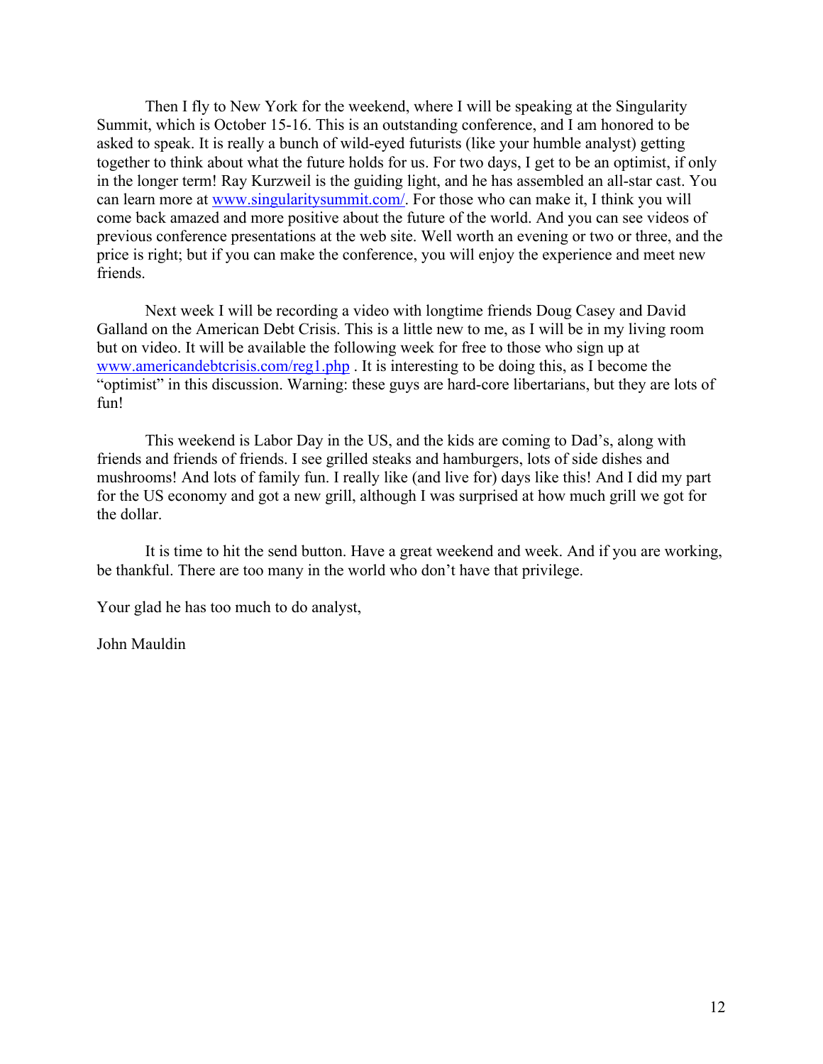Then I fly to New York for the weekend, where I will be speaking at the Singularity Summit, which is October 15-16. This is an outstanding conference, and I am honored to be asked to speak. It is really a bunch of wild-eyed futurists (like your humble analyst) getting together to think about what the future holds for us. For two days, I get to be an optimist, if only in the longer term! Ray Kurzweil is the guiding light, and he has assembled an all-star cast. You can learn more at [www.singularitysummit.com/](http://www.singularitysummit.com/). For those who can make it, I think you will come back amazed and more positive about the future of the world. And you can see videos of previous conference presentations at the web site. Well worth an evening or two or three, and the price is right; but if you can make the conference, you will enjoy the experience and meet new friends.

Next week I will be recording a video with longtime friends Doug Casey and David Galland on the American Debt Crisis. This is a little new to me, as I will be in my living room but on video. It will be available the following week for free to those who sign up at [www.americandebtcrisis.com/reg1.php](http://www.americandebtcrisis.com/reg1.php) . It is interesting to be doing this, as I become the "optimist" in this discussion. Warning: these guys are hard-core libertarians, but they are lots of fun!

This weekend is Labor Day in the US, and the kids are coming to Dad's, along with friends and friends of friends. I see grilled steaks and hamburgers, lots of side dishes and mushrooms! And lots of family fun. I really like (and live for) days like this! And I did my part for the US economy and got a new grill, although I was surprised at how much grill we got for the dollar.

It is time to hit the send button. Have a great weekend and week. And if you are working, be thankful. There are too many in the world who don't have that privilege.

Your glad he has too much to do analyst,

John Mauldin